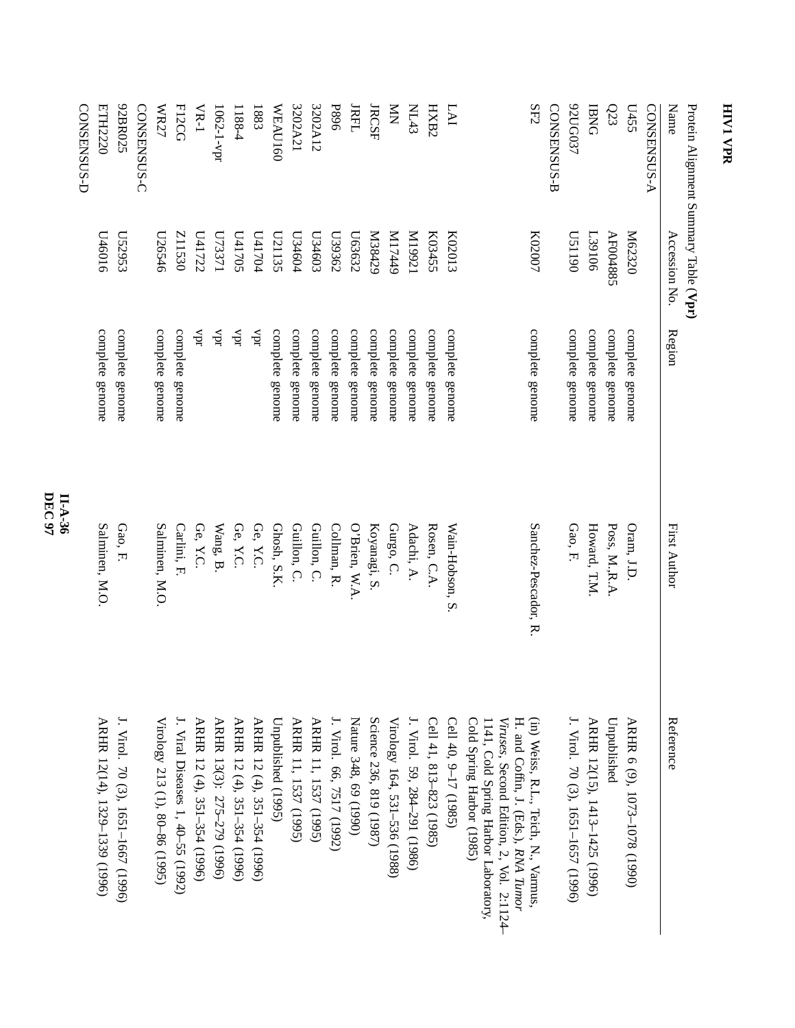# HIV1 VPR

Protein Alignment Summary Table (**Vpr**)

| Name | Accession No. | Region | First Author | Reference |
|---|---|---|---|---|
| CONSENSUS-A | | | | |
| U455 | M62320 | complete genome | Oram, J.D. | ARHR 6 (9), 1073–1078 (1990) |
| Q23 | AF004885 | complete genome | Poss, M.,R.A. | Unpublished |
| IBNG | L39106 | complete genome | Howard, T.M. | ARHR 12(15), 1413–1425 (1996) |
| 92UG037 | U51190 | complete genome | Gao, F. | J. Virol. 70 (3), 1651–1657 (1996) |
| CONSENSUS-B | | | | |
| SF2 | K02007 | complete genome | Sanchez-Pescador, R. | (in) Weiss, R.L., Teich, N., Varmus, H. and Coffin, J. (Eds.), *RNA Tumor Viruses*, Second Edition, 2, Vol. 2:1124–1141, Cold Spring Harbor Laboratory, Cold Spring Harbor (1985) |
| LAI | K02013 | complete genome | Wain-Hobson, S. | Cell 40, 9–17 (1985) |
| HXB2 | K03455 | complete genome | Rosen, C.A. | Cell 41, 813–823 (1985) |
| NL43 | M19921 | complete genome | Adachi, A. | J. Virol. 59, 284–291 (1986) |
| MN | M17449 | complete genome | Gurgo, C. | Virology 164, 531–536 (1988) |
| JRCSF | M38429 | complete genome | Koyanagi, S. | Science 236, 819 (1987) |
| JRFL | U63632 | complete genome | O'Brien, W.A. | Nature 348, 69 (1990) |
| P896 | U39362 | complete genome | Collman, R. | J. Virol. 66, 7517 (1992) |
| 3202A12 | U34603 | complete genome | Guillon, C. | ARHR 11, 1537 (1995) |
| 3202A21 | U34604 | complete genome | Guillon, C. | ARHR 11, 1537 (1995) |
| WEAU160 | U21135 | complete genome | Ghosh, S.K. | Unpublished (1995) |
| 1883 | U41704 | vpr | Ge, Y.C. | ARHR 12 (4), 351–354 (1996) |
| 1188-4 | U41705 | vpr | Ge, Y.C. | ARHR 12 (4), 351–354 (1996) |
| 1062-1-vpr | U73371 | vpr | Wang, B. | ARHR 13(3): 275–279 (1996) |
| VR-1 | U41722 | vpr | Ge, Y.C. | ARHR 12 (4), 351–354 (1996) |
| F12CG | Z11530 | complete genome | Carlini, F. | J. Viral Diseases 1, 40–55 (1992) |
| WR27 | U26546 | complete genome | Salminen, M.O. | Virology 213 (1), 80–86 (1995) |
| CONSENSUS-C | | | | |
| 92BR025 | U52953 | complete genome | Gao, F. | J. Virol. 70 (3), 1651–1667 (1996) |
| ETH2220 | U46016 | complete genome | Salminen, M.O. | ARHR 12(14), 1329–1339 (1996) |
| CONSENSUS-D | | | | |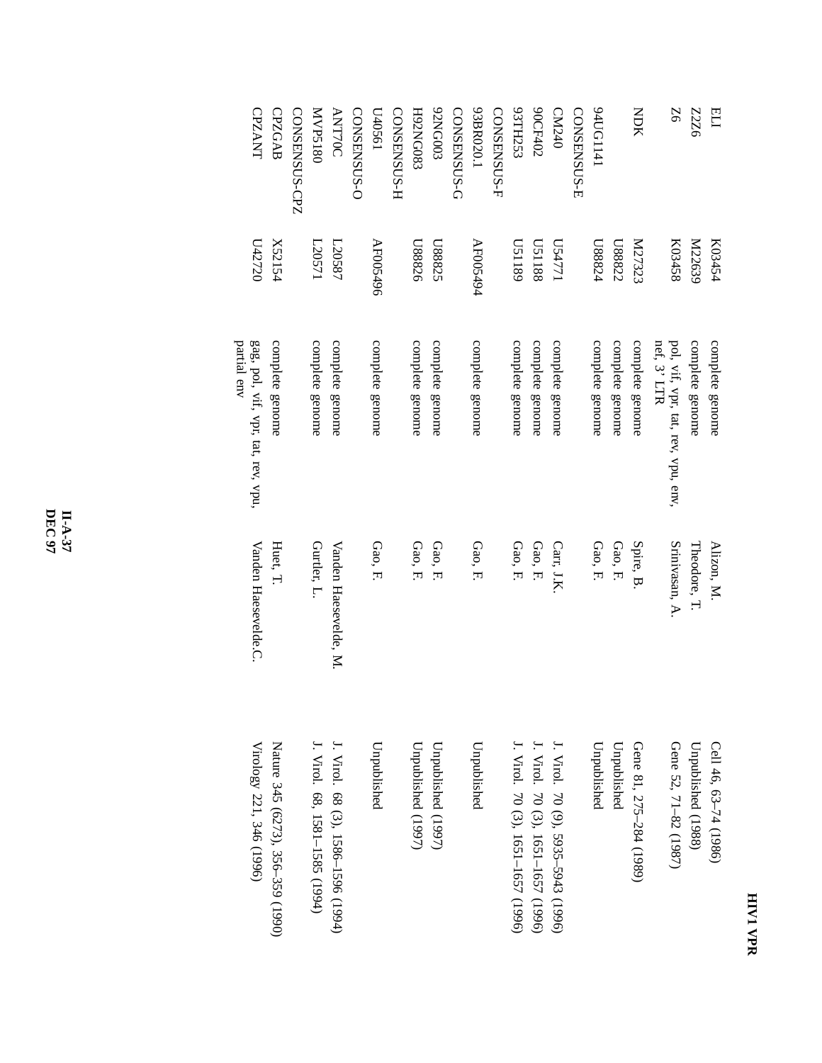## HIV1 VPR

| | | | | |
|---|---|---|---|---|
| ELI | K03454 | complete genome | Alizon, M. | Cell 46, 63–74 (1986) |
| ZZ6 | M22639 | complete genome | Theodore, T. | Unpublished (1988) |
| Z6 | K03458 | pol, vif, vpr, tat, rev, vpu, env, nef, 3' LTR | Srinivasan, A. | Gene 52, 71–82 (1987) |
| NDK | M27323 | complete genome | Spire, B. | Gene 81, 275–284 (1989) |
| 94UG1141 | U88822 | complete genome | Gao, F. | Unpublished |
| CONSENSUS-E | U88824 | complete genome | Gao, F. | Unpublished |
| CM240 | U54771 | complete genome | Carr, J.K. | J. Virol. 70 (9), 5935–5943 (1996) |
| 90CF402 | U51188 | complete genome | Gao, F. | J. Virol. 70 (3), 1651–1657 (1996) |
| 93TH253 | U51189 | complete genome | Gao, F. | J. Virol. 70 (3), 1651–1657 (1996) |
| CONSENSUS-F | | | | |
| 93BR020.1 | AF005494 | complete genome | Gao, F. | Unpublished |
| CONSENSUS-G | | | | |
| 92NG003 | U88825 | complete genome | Gao, F. | Unpublished (1997) |
| H92NG083 | U88826 | complete genome | Gao, F. | Unpublished (1997) |
| CONSENSUS-H | | | | |
| U40561 | AF005496 | complete genome | Gao, F. | Unpublished |
| CONSENSUS-O | | | | |
| ANT70C | L20587 | complete genome | Vanden Haesevelde, M. | J. Virol. 68 (3), 1586–1596 (1994) |
| MVP5180 | L20571 | complete genome | Gurtler, L. | J. Virol. 68, 1581–1585 (1994) |
| CONSENSUS-CPZ | | | | |
| CPZGAB | X52154 | complete genome | Huet, T. | Nature 345 (6273), 356–359 (1990) |
| CPZANT | U42720 | gag, pol, vif, vpr, tat, rev, vpu, partial env | Vanden Haesevelde.C. | Virology 221, 346 (1996) |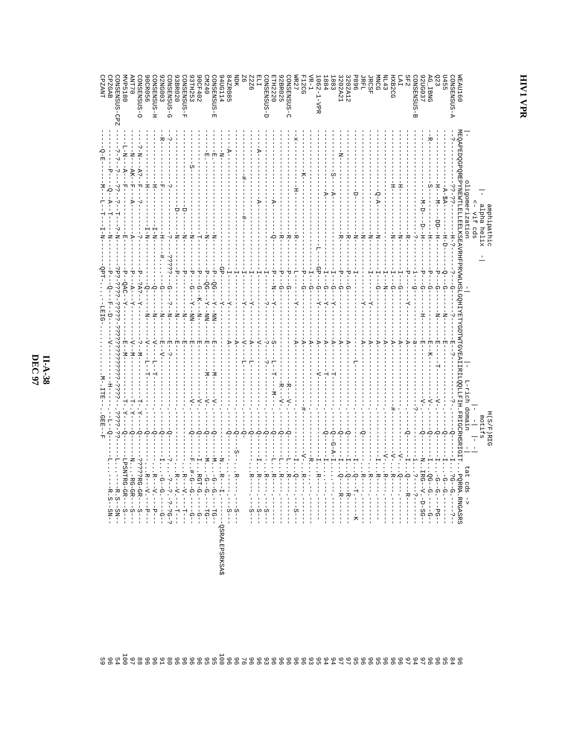# HIV1 VPR

```
                  amphipathic
                  |- alpha helix  -|
               <- vif cds                                                     H(S/F)RIG
            |- oligomerization      -|                   |- L-rich domain  -|  |- motifs -|   tat cds ->
WEAU160       MEQAPEDQGPQREPYNEWTLELLEELKSEAVRHFPRVWLHSLGQHIYETYGDTWTGVEAIIRILQQLLFIH.FRIGCRHSRIGIT..PQRRA.RNGASRS    96
CONSENSUS-A   -?-------??-??----------H-?---------?--G------?------E-?-------------?------Q------I..?G-G.----?--    84
U455          ------------A-$A--------H-D---------Q---G------N------E-------------------Q------I..?G-G.-------    95
Q23           ------------H--M----DD--H-----------P---G------N------E---T-----------V----Q------I..-G-G.---PG--    96
AG_IBNG       -R----------S-----------H-----------P---G------N------E-K-------------V----Q------I..QG--G.---G--    96
92UG037       ----------------M-D---D-H-----------P---G---H---------E---------------V----Q------N.IRG-V..D-SG--    97
CONSENSUS-B   ------------------------?-----------i--g---------a---------------------?----------i..?-----?----    94
SF2           ------------------------R-----------P---Y--------A-------------------------Q------I..Q-------R------    97
LAI           ------------H-----------N-----------I---G--------A---------------------------------I..Q--------------    96
HXB2CG        ------------H-----------N-----------I---G--------A-----------------#---------------V-..R-------------    96
NL43          ------------------------N-----------I---G--------A---------------------------------V-..R-------------    96
MNCG          -------------Q-A--------N-----------I---N--------A---------------------------------I..R--------------    95
JRCSF         ------------------------N-----------I--------Y--A---------------------------------..R---------------    96
JRFL          ------------------------N-----------I--------Y--A---------------------------------..R---------------    96
P896          -------------D----------N-----------I-------------------L--------------Q----------I..Q--T----K--     95
3202A12       ------------------------R-----------P---G--------A--------------------Q-----------I..Q---R--------    97
3202A21       --N---------------------R-----------P---G--------A--------------------Q-----------I..Q---R--------    97
1883          ----------S--A----------N-----------I---G---Y----A-----T--------------Q-G-A-I..------------------    94
1884          -------------A----------N-----------I---G---Y----A-----T--------------Q-----------I..-------------    94
1062-1-VPR    ------------------------------L------GP--G---Y----A-----V--------------------------I..R-----------    95
VR-1          ------------------------N-----------I---G--------A---------------------------------R..------------    93
F12CG         ---------K--------------------------P---G--------A-------------#------------------V-..R------------    96
WR27          -x-------------H--------R-----------L---G----Y---A---------------------------------I..Q-------S--    96
CONSENSUS-C   ------------------------R-----------P---G--------------------R-V-------Q-----------L..R-----------    96
92BR025       ------------------------R-----------P---G-----------------R-V---------Q-----------L..R-----------    96
ETH2220       -------------A----------Q-----------P---N---Y----S---L-T--M------------Q-----------L..R-----------    96
CONSENSUS-D   ------------------------------------I-------?----?---?------------------Q-----------I..R------S--    93
ELI           ----A--------A----------------------I---------------V------------------Q-----------I..R------S--    96
Z2Z6          ------------------------------------I--------Y----A---L------------------Q-----------.R------S--    96
Z6            ---------#-------#------------------I--------Y----V---L------------------Q------------------------    76
NDK           ------------------------------------I--------Y----A-------------------Q------S---..R------S--    96
84ZR085       ----A-------------------------------I--------Y----A-----------------------------------------S--    96
94UG114       ----N-------------------------------GP-------Y--------------------------N..R--I------QSRALEPSRKSA$    108
CONSENSUS-E   ----E-------------------N-----------P--QG---Y-NN--E----M-----V----Q----M..-G-G.---TG--            95
CM240         ----E-------------------N-----------P--QG---Y-NN--E----M-----V----Q----M..-G-G.---TG--            96
90CF402       ------------------------T-----------P--G--K--N---E----------V-----Q----I..RGT-G.---G--            96
93TH253       ----------S-------------N-----------P--G---Y-NN--E----------V-----Q----F..#-G-G.---G--            96
CONSENSUS-F   ---------------D--------N-----------P-------------N---E----------------------.R--V.--T--          96
93BR020       ---------------D--------N-----------P-------------N---E----------------------.R--V.--T--          96
CONSENSUS-G   -?--------?-------------?-----?????-G---?-N---E-?-----------------Q----?..?-?..?G-?              80
92NG003       --R---------------F-----H-----#..---G------N---E-V---------------Q----I..-G-G.---G--               91
CONSENSUS-H   --------------H---------I-N---------Q-------N---V---L-T-----------Q--------R--V.---P--            96
90CR056       --------------H---------I-N---------Q-------N---V---L-T-----------Q--------R--V.---P--            96
CONSENSUS-O   ---?-N----A?--F--?------?-----------P--?A?-Y-------?-M-------T-Y--Q----?????RG-GR---S--          88
ANT70         ----N------AK--F---A----A-----------P--A---Y-------V-M-------T-Y--Q-----N..RG-GR---S--            96
MVP5180       ----L-N----A---F--------E-----------P--QAC-Y-------E-M-------T-Y--Q----LPSNTRG-GR---S--           97
CONSENSUS-CPZ ----?-?---??-??-?---T---?-N--------?PP-?????-?????-????????????????????-????-??----?????          100
CPZGAB        -------P-----Q-A--T------Q----------P--Q----F--D-----V-----------H------L-Q-------L..---R.S--SN--  54
CPZANT        ---Q-E-----M---L--T-----I-N---------QPT-------LEIG--------------..M-ITE--..GEE--F-------L..---R.S--SN--  96
                                                                                                              59
```